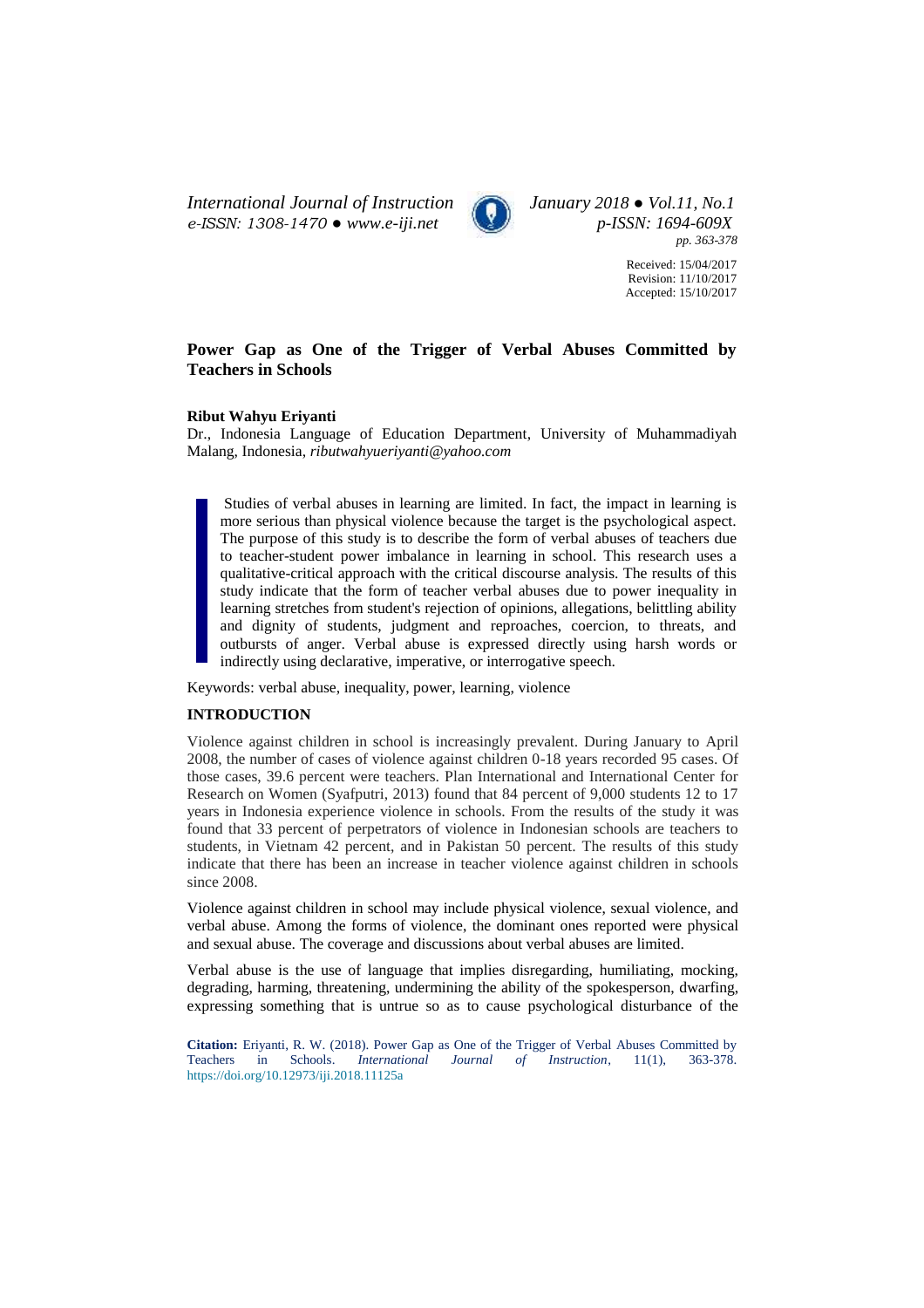# Power Gap as One of the Trigger of Verbal Abuses Committed by Teachers in Schools

**Ribut Wahyu Eriyanti**

Dr., Indonesia Language of Education Department, University of Muhammadiyah Malang, Indonesia, *ributwahyueriyanti@yahoo.com*

Received: 15/04/2017
Revision: 11/10/2017
Accepted: 15/10/2017

> Studies of verbal abuses in learning are limited. In fact, the impact in learning is more serious than physical violence because the target is the psychological aspect. The purpose of this study is to describe the form of verbal abuses of teachers due to teacher-student power imbalance in learning in school. This research uses a qualitative-critical approach with the critical discourse analysis. The results of this study indicate that the form of teacher verbal abuses due to power inequality in learning stretches from student's rejection of opinions, allegations, belittling ability and dignity of students, judgment and reproaches, coercion, to threats, and outbursts of anger. Verbal abuse is expressed directly using harsh words or indirectly using declarative, imperative, or interrogative speech.

Keywords: verbal abuse, inequality, power, learning, violence

## INTRODUCTION

Violence against children in school is increasingly prevalent. During January to April 2008, the number of cases of violence against children 0-18 years recorded 95 cases. Of those cases, 39.6 percent were teachers. Plan International and International Center for Research on Women (Syafputri, 2013) found that 84 percent of 9,000 students 12 to 17 years in Indonesia experience violence in schools. From the results of the study it was found that 33 percent of perpetrators of violence in Indonesian schools are teachers to students, in Vietnam 42 percent, and in Pakistan 50 percent. The results of this study indicate that there has been an increase in teacher violence against children in schools since 2008.

Violence against children in school may include physical violence, sexual violence, and verbal abuse. Among the forms of violence, the dominant ones reported were physical and sexual abuse. The coverage and discussions about verbal abuses are limited.

Verbal abuse is the use of language that implies disregarding, humiliating, mocking, degrading, harming, threatening, undermining the ability of the spokesperson, dwarfing, expressing something that is untrue so as to cause psychological disturbance of the

**Citation:** Eriyanti, R. W. (2018). Power Gap as One of the Trigger of Verbal Abuses Committed by Teachers in Schools. *International Journal of Instruction*, 11(1), 363-378. https://doi.org/10.12973/iji.2018.11125a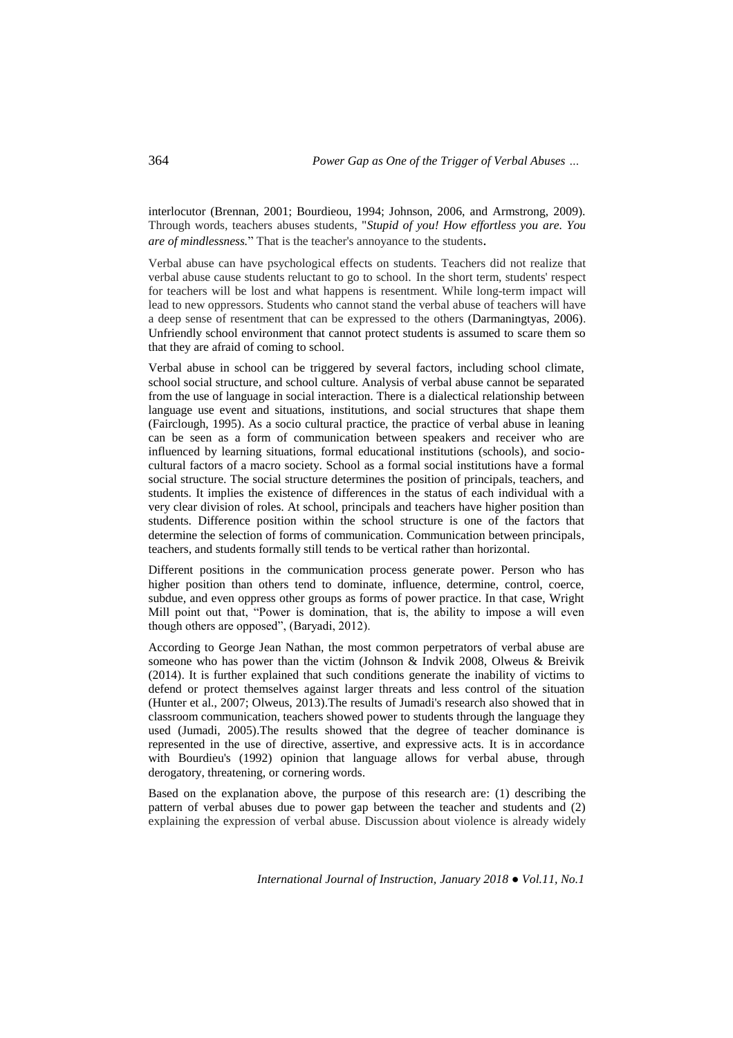interlocutor (Brennan, 2001; Bourdieou, 1994; Johnson, 2006, and Armstrong, 2009). Through words, teachers abuses students, "*Stupid of you! How effortless you are. You are of mindlessness.*" That is the teacher's annoyance to the students.

Verbal abuse can have psychological effects on students. Teachers did not realize that verbal abuse cause students reluctant to go to school. In the short term, students' respect for teachers will be lost and what happens is resentment. While long-term impact will lead to new oppressors. Students who cannot stand the verbal abuse of teachers will have a deep sense of resentment that can be expressed to the others (Darmaningtyas, 2006). Unfriendly school environment that cannot protect students is assumed to scare them so that they are afraid of coming to school.

Verbal abuse in school can be triggered by several factors, including school climate, school social structure, and school culture. Analysis of verbal abuse cannot be separated from the use of language in social interaction. There is a dialectical relationship between language use event and situations, institutions, and social structures that shape them (Fairclough, 1995). As a socio cultural practice, the practice of verbal abuse in leaning can be seen as a form of communication between speakers and receiver who are influenced by learning situations, formal educational institutions (schools), and socio-cultural factors of a macro society. School as a formal social institutions have a formal social structure. The social structure determines the position of principals, teachers, and students. It implies the existence of differences in the status of each individual with a very clear division of roles. At school, principals and teachers have higher position than students. Difference position within the school structure is one of the factors that determine the selection of forms of communication. Communication between principals, teachers, and students formally still tends to be vertical rather than horizontal.

Different positions in the communication process generate power. Person who has higher position than others tend to dominate, influence, determine, control, coerce, subdue, and even oppress other groups as forms of power practice. In that case, Wright Mill point out that, "Power is domination, that is, the ability to impose a will even though others are opposed", (Baryadi, 2012).

According to George Jean Nathan, the most common perpetrators of verbal abuse are someone who has power than the victim (Johnson & Indvik 2008, Olweus & Breivik (2014). It is further explained that such conditions generate the inability of victims to defend or protect themselves against larger threats and less control of the situation (Hunter et al., 2007; Olweus, 2013).The results of Jumadi's research also showed that in classroom communication, teachers showed power to students through the language they used (Jumadi, 2005).The results showed that the degree of teacher dominance is represented in the use of directive, assertive, and expressive acts. It is in accordance with Bourdieu's (1992) opinion that language allows for verbal abuse, through derogatory, threatening, or cornering words.

Based on the explanation above, the purpose of this research are: (1) describing the pattern of verbal abuses due to power gap between the teacher and students and (2) explaining the expression of verbal abuse. Discussion about violence is already widely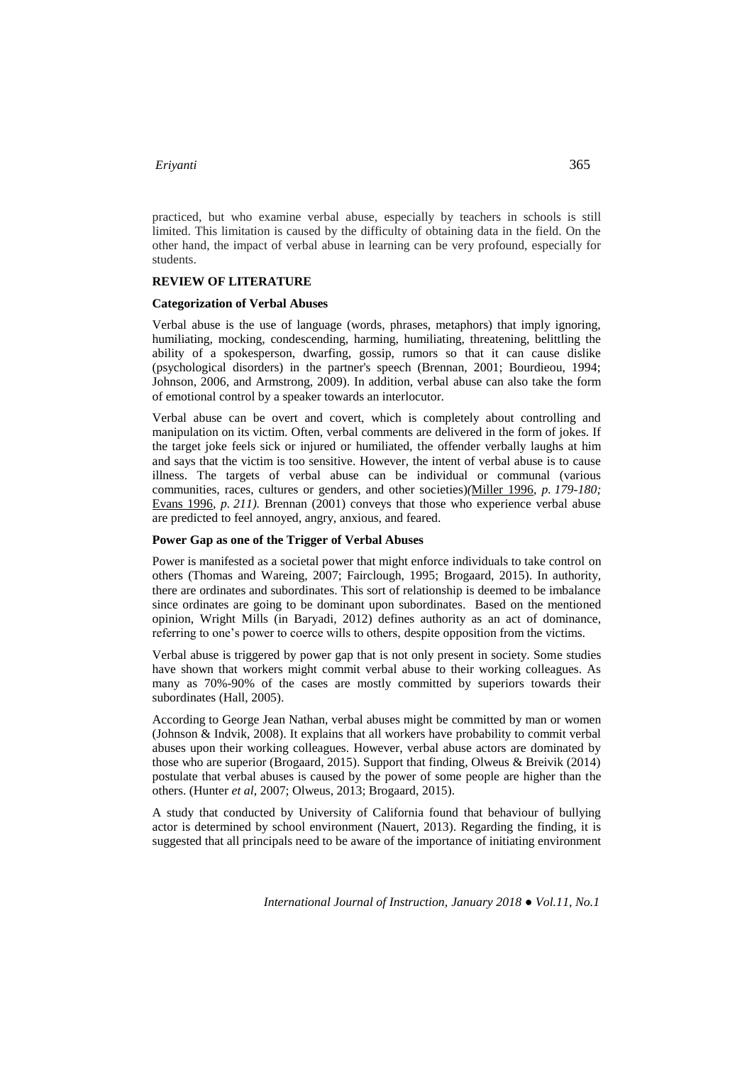practiced, but who examine verbal abuse, especially by teachers in schools is still limited. This limitation is caused by the difficulty of obtaining data in the field. On the other hand, the impact of verbal abuse in learning can be very profound, especially for students.

## REVIEW OF LITERATURE

### Categorization of Verbal Abuses

Verbal abuse is the use of language (words, phrases, metaphors) that imply ignoring, humiliating, mocking, condescending, harming, humiliating, threatening, belittling the ability of a spokesperson, dwarfing, gossip, rumors so that it can cause dislike (psychological disorders) in the partner's speech (Brennan, 2001; Bourdieou, 1994; Johnson, 2006, and Armstrong, 2009). In addition, verbal abuse can also take the form of emotional control by a speaker towards an interlocutor.

Verbal abuse can be overt and covert, which is completely about controlling and manipulation on its victim. Often, verbal comments are delivered in the form of jokes. If the target joke feels sick or injured or humiliated, the offender verbally laughs at him and says that the victim is too sensitive. However, the intent of verbal abuse is to cause illness. The targets of verbal abuse can be individual or communal (various communities, races, cultures or genders, and other societies)(Miller 1996, *p. 179-180;* Evans 1996, *p. 211).* Brennan (2001) conveys that those who experience verbal abuse are predicted to feel annoyed, angry, anxious, and feared.

### Power Gap as one of the Trigger of Verbal Abuses

Power is manifested as a societal power that might enforce individuals to take control on others (Thomas and Wareing, 2007; Fairclough, 1995; Brogaard, 2015). In authority, there are ordinates and subordinates. This sort of relationship is deemed to be imbalance since ordinates are going to be dominant upon subordinates. Based on the mentioned opinion, Wright Mills (in Baryadi, 2012) defines authority as an act of dominance, referring to one's power to coerce wills to others, despite opposition from the victims.

Verbal abuse is triggered by power gap that is not only present in society. Some studies have shown that workers might commit verbal abuse to their working colleagues. As many as 70%-90% of the cases are mostly committed by superiors towards their subordinates (Hall, 2005).

According to George Jean Nathan, verbal abuses might be committed by man or women (Johnson & Indvik, 2008). It explains that all workers have probability to commit verbal abuses upon their working colleagues. However, verbal abuse actors are dominated by those who are superior (Brogaard, 2015). Support that finding, Olweus & Breivik (2014) postulate that verbal abuses is caused by the power of some people are higher than the others. (Hunter *et al*, 2007; Olweus, 2013; Brogaard, 2015).

A study that conducted by University of California found that behaviour of bullying actor is determined by school environment (Nauert, 2013). Regarding the finding, it is suggested that all principals need to be aware of the importance of initiating environment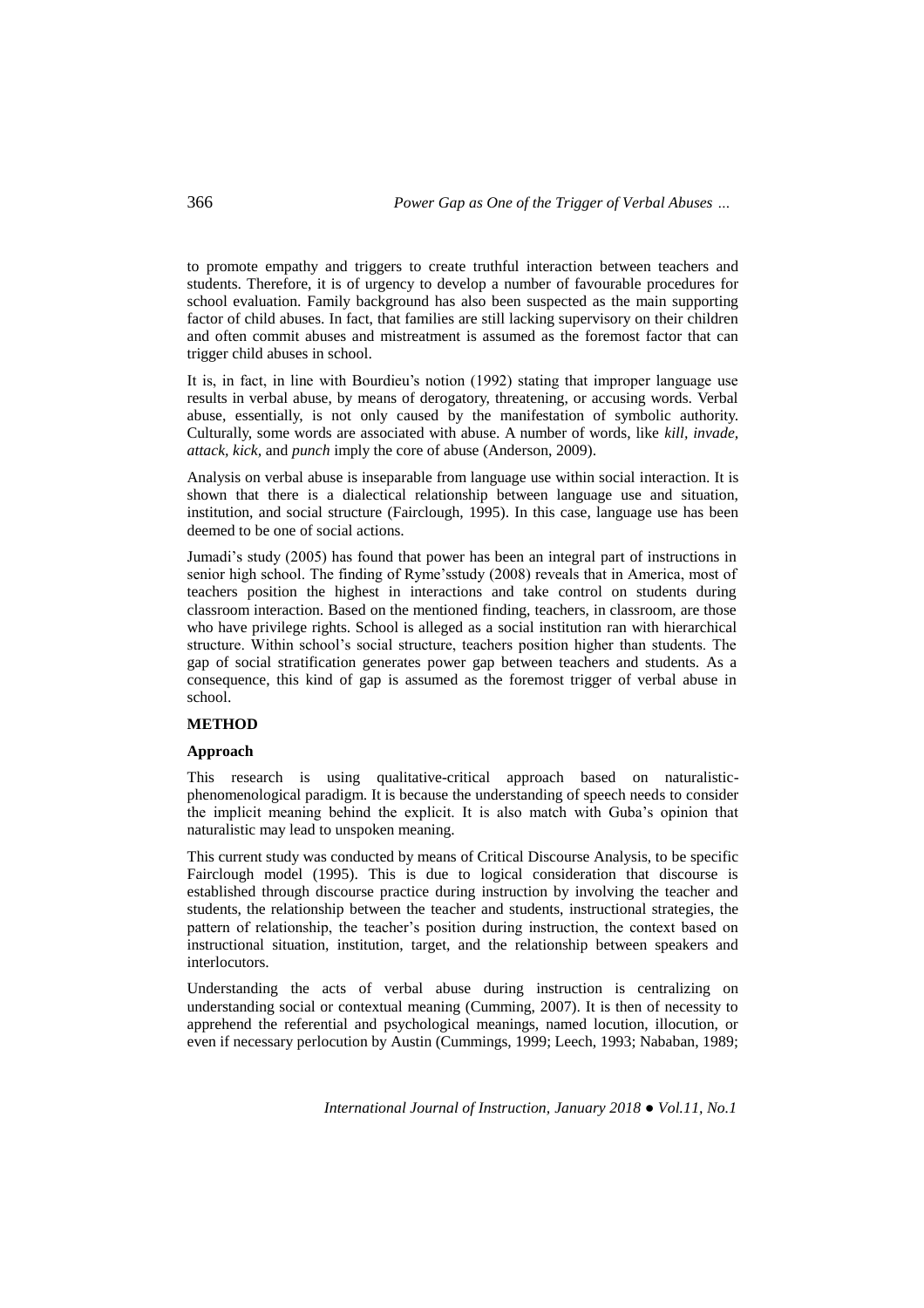to promote empathy and triggers to create truthful interaction between teachers and students. Therefore, it is of urgency to develop a number of favourable procedures for school evaluation. Family background has also been suspected as the main supporting factor of child abuses. In fact, that families are still lacking supervisory on their children and often commit abuses and mistreatment is assumed as the foremost factor that can trigger child abuses in school.

It is, in fact, in line with Bourdieu's notion (1992) stating that improper language use results in verbal abuse, by means of derogatory, threatening, or accusing words. Verbal abuse, essentially, is not only caused by the manifestation of symbolic authority. Culturally, some words are associated with abuse. A number of words, like *kill, invade, attack, kick,* and *punch* imply the core of abuse (Anderson, 2009).

Analysis on verbal abuse is inseparable from language use within social interaction. It is shown that there is a dialectical relationship between language use and situation, institution, and social structure (Fairclough, 1995). In this case, language use has been deemed to be one of social actions.

Jumadi's study (2005) has found that power has been an integral part of instructions in senior high school. The finding of Ryme'sstudy (2008) reveals that in America, most of teachers position the highest in interactions and take control on students during classroom interaction. Based on the mentioned finding, teachers, in classroom, are those who have privilege rights. School is alleged as a social institution ran with hierarchical structure. Within school's social structure, teachers position higher than students. The gap of social stratification generates power gap between teachers and students. As a consequence, this kind of gap is assumed as the foremost trigger of verbal abuse in school.

## METHOD

### Approach

This research is using qualitative-critical approach based on naturalistic-phenomenological paradigm. It is because the understanding of speech needs to consider the implicit meaning behind the explicit. It is also match with Guba's opinion that naturalistic may lead to unspoken meaning.

This current study was conducted by means of Critical Discourse Analysis, to be specific Fairclough model (1995). This is due to logical consideration that discourse is established through discourse practice during instruction by involving the teacher and students, the relationship between the teacher and students, instructional strategies, the pattern of relationship, the teacher's position during instruction, the context based on instructional situation, institution, target, and the relationship between speakers and interlocutors.

Understanding the acts of verbal abuse during instruction is centralizing on understanding social or contextual meaning (Cumming, 2007). It is then of necessity to apprehend the referential and psychological meanings, named locution, illocution, or even if necessary perlocution by Austin (Cummings, 1999; Leech, 1993; Nababan, 1989;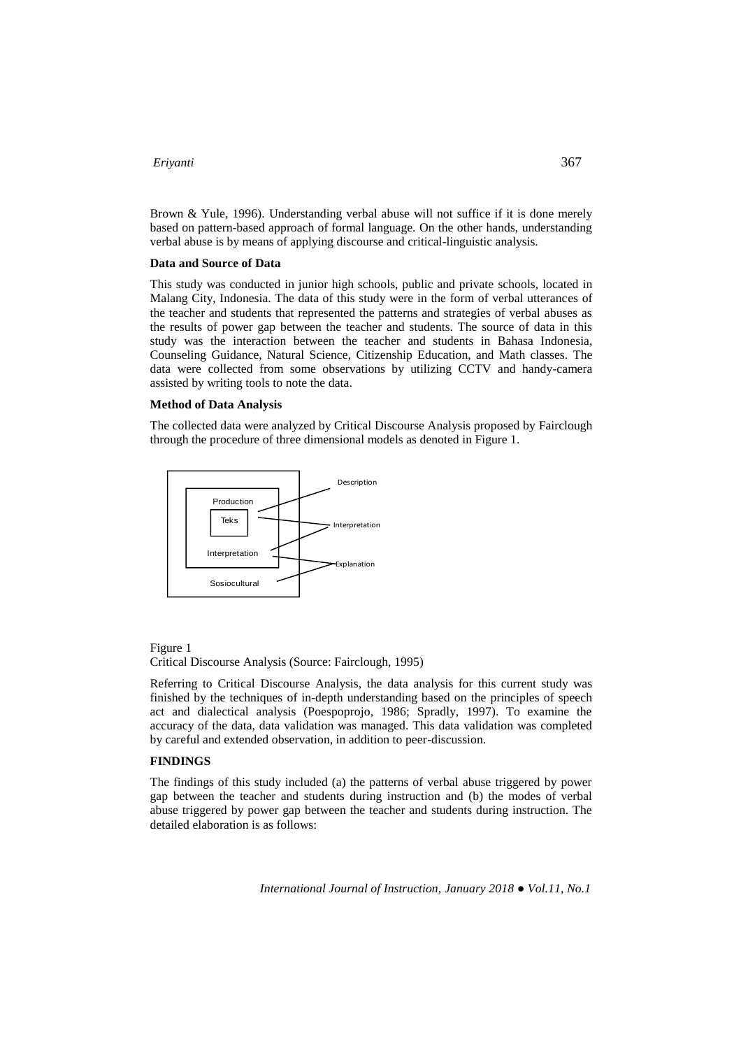Brown & Yule, 1996). Understanding verbal abuse will not suffice if it is done merely based on pattern-based approach of formal language. On the other hands, understanding verbal abuse is by means of applying discourse and critical-linguistic analysis.

**Data and Source of Data**

This study was conducted in junior high schools, public and private schools, located in Malang City, Indonesia. The data of this study were in the form of verbal utterances of the teacher and students that represented the patterns and strategies of verbal abuses as the results of power gap between the teacher and students. The source of data in this study was the interaction between the teacher and students in Bahasa Indonesia, Counseling Guidance, Natural Science, Citizenship Education, and Math classes. The data were collected from some observations by utilizing CCTV and handy-camera assisted by writing tools to note the data.

**Method of Data Analysis**

The collected data were analyzed by Critical Discourse Analysis proposed by Fairclough through the procedure of three dimensional models as denoted in Figure 1.

Production

Teks

Interpretation

Sosiocultural

Description

Interpretation

Explanation

Figure 1
Critical Discourse Analysis (Source: Fairclough, 1995)

Referring to Critical Discourse Analysis, the data analysis for this current study was finished by the techniques of in-depth understanding based on the principles of speech act and dialectical analysis (Poespoprojo, 1986; Spradly, 1997). To examine the accuracy of the data, data validation was managed. This data validation was completed by careful and extended observation, in addition to peer-discussion.

## FINDINGS

The findings of this study included (a) the patterns of verbal abuse triggered by power gap between the teacher and students during instruction and (b) the modes of verbal abuse triggered by power gap between the teacher and students during instruction. The detailed elaboration is as follows: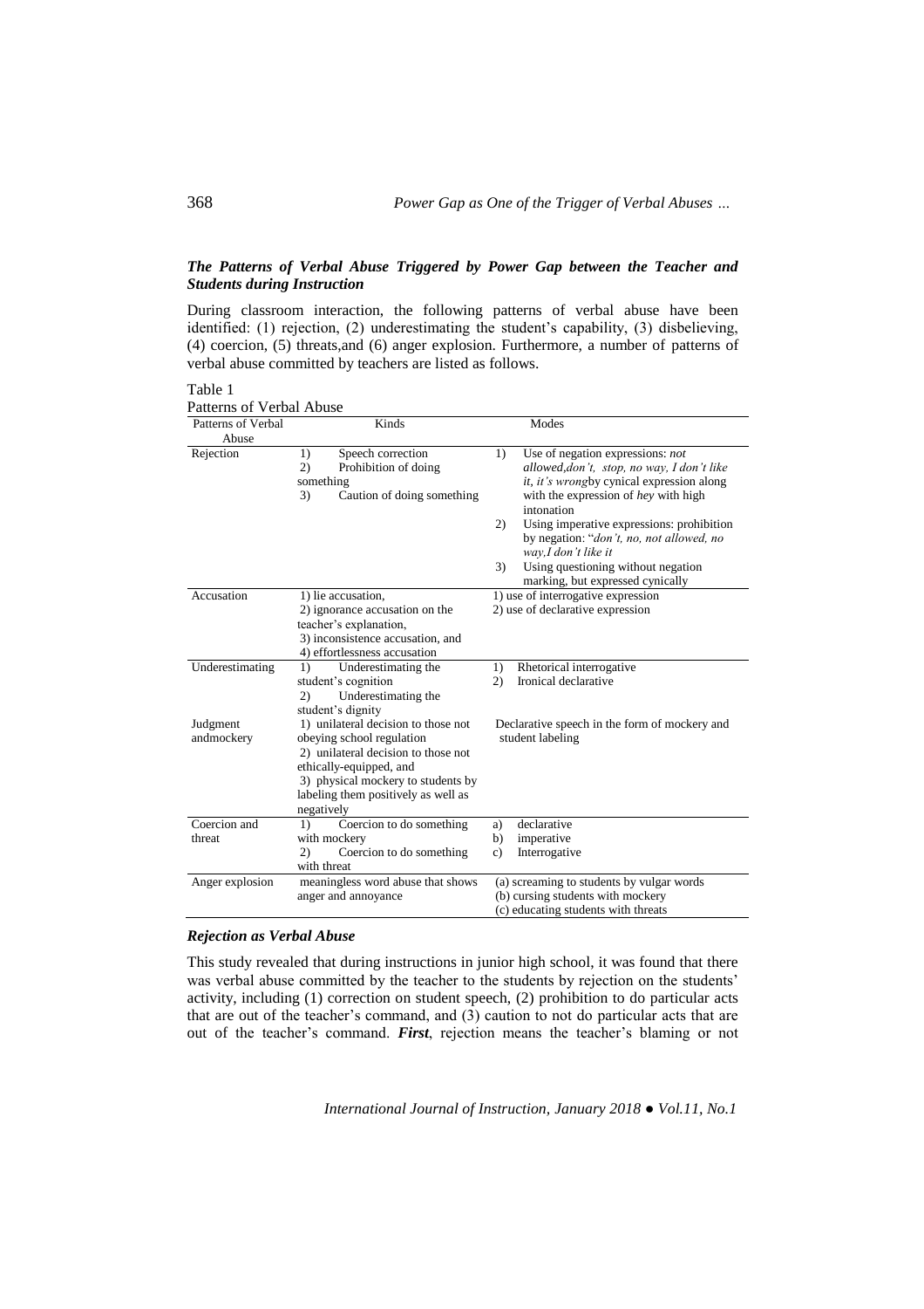### *The Patterns of Verbal Abuse Triggered by Power Gap between the Teacher and Students during Instruction*

During classroom interaction, the following patterns of verbal abuse have been identified: (1) rejection, (2) underestimating the student's capability, (3) disbelieving, (4) coercion, (5) threats,and (6) anger explosion. Furthermore, a number of patterns of verbal abuse committed by teachers are listed as follows.

Table 1
Patterns of Verbal Abuse

| Patterns of Verbal Abuse | Kinds | Modes |
|---|---|---|
| Rejection | 1) Speech correction<br>2) Prohibition of doing something<br>3) Caution of doing something | 1) Use of negation expressions: *not allowed,don't, stop, no way, I don't like it, it's wrong*by cynical expression along with the expression of *hey* with high intonation<br>2) Using imperative expressions: prohibition by negation: "*don't, no, not allowed, no way,I don't like it*<br>3) Using questioning without negation marking, but expressed cynically |
| Accusation | 1) lie accusation,<br>2) ignorance accusation on the teacher's explanation,<br>3) inconsistence accusation, and<br>4) effortlessness accusation | 1) use of interrogative expression<br>2) use of declarative expression |
| Underestimating | 1) Underestimating the student's cognition<br>2) Underestimating the student's dignity | 1) Rhetorical interrogative<br>2) Ironical declarative |
| Judgment andmockery | 1) unilateral decision to those not obeying school regulation<br>2) unilateral decision to those not ethically-equipped, and<br>3) physical mockery to students by labeling them positively as well as negatively | Declarative speech in the form of mockery and student labeling |
| Coercion and threat | 1) Coercion to do something with mockery<br>2) Coercion to do something with threat | a) declarative<br>b) imperative<br>c) Interrogative |
| Anger explosion | meaningless word abuse that shows anger and annoyance | (a) screaming to students by vulgar words<br>(b) cursing students with mockery<br>(c) educating students with threats |

### *Rejection as Verbal Abuse*

This study revealed that during instructions in junior high school, it was found that there was verbal abuse committed by the teacher to the students by rejection on the students' activity, including (1) correction on student speech, (2) prohibition to do particular acts that are out of the teacher's command, and (3) caution to not do particular acts that are out of the teacher's command. ***First***, rejection means the teacher's blaming or not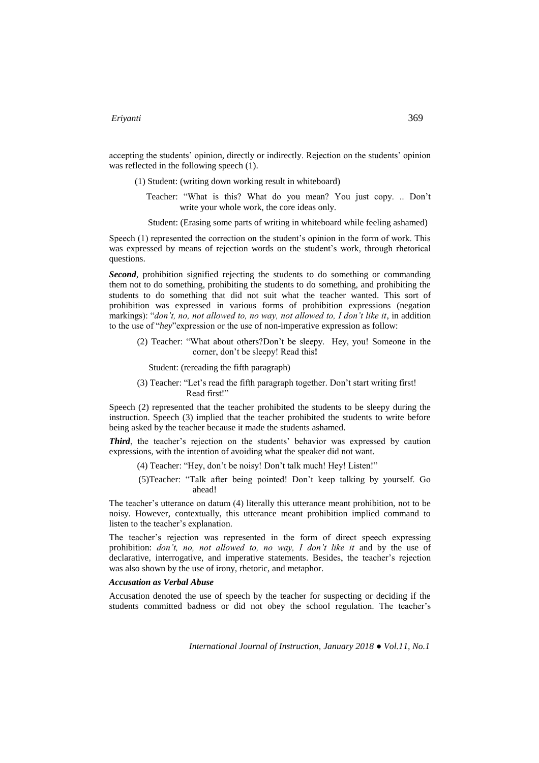accepting the students' opinion, directly or indirectly. Rejection on the students' opinion was reflected in the following speech (1).

(1) Student: (writing down working result in whiteboard)

Teacher: "What is this? What do you mean? You just copy. .. Don't write your whole work, the core ideas only.

Student: (Erasing some parts of writing in whiteboard while feeling ashamed)

Speech (1) represented the correction on the student's opinion in the form of work. This was expressed by means of rejection words on the student's work, through rhetorical questions.

***Second***, prohibition signified rejecting the students to do something or commanding them not to do something, prohibiting the students to do something, and prohibiting the students to do something that did not suit what the teacher wanted. This sort of prohibition was expressed in various forms of prohibition expressions (negation markings): "*don't, no, not allowed to, no way, not allowed to, I don't like it*, in addition to the use of "*hey*"expression or the use of non-imperative expression as follow:

(2) Teacher: "What about others?Don't be sleepy. Hey, you! Someone in the corner, don't be sleepy! Read this**!**

Student: (rereading the fifth paragraph)

(3) Teacher: "Let's read the fifth paragraph together. Don't start writing first! Read first!"

Speech (2) represented that the teacher prohibited the students to be sleepy during the instruction. Speech (3) implied that the teacher prohibited the students to write before being asked by the teacher because it made the students ashamed.

***Third***, the teacher's rejection on the students' behavior was expressed by caution expressions, with the intention of avoiding what the speaker did not want.

(4) Teacher: "Hey, don't be noisy! Don't talk much! Hey! Listen!"

(5)Teacher: "Talk after being pointed! Don't keep talking by yourself. Go ahead!

The teacher's utterance on datum (4) literally this utterance meant prohibition, not to be noisy. However, contextually, this utterance meant prohibition implied command to listen to the teacher's explanation.

The teacher's rejection was represented in the form of direct speech expressing prohibition: *don't, no, not allowed to, no way, I don't like it* and by the use of declarative, interrogative, and imperative statements. Besides, the teacher's rejection was also shown by the use of irony, rhetoric, and metaphor.

***Accusation as Verbal Abuse***

Accusation denoted the use of speech by the teacher for suspecting or deciding if the students committed badness or did not obey the school regulation. The teacher's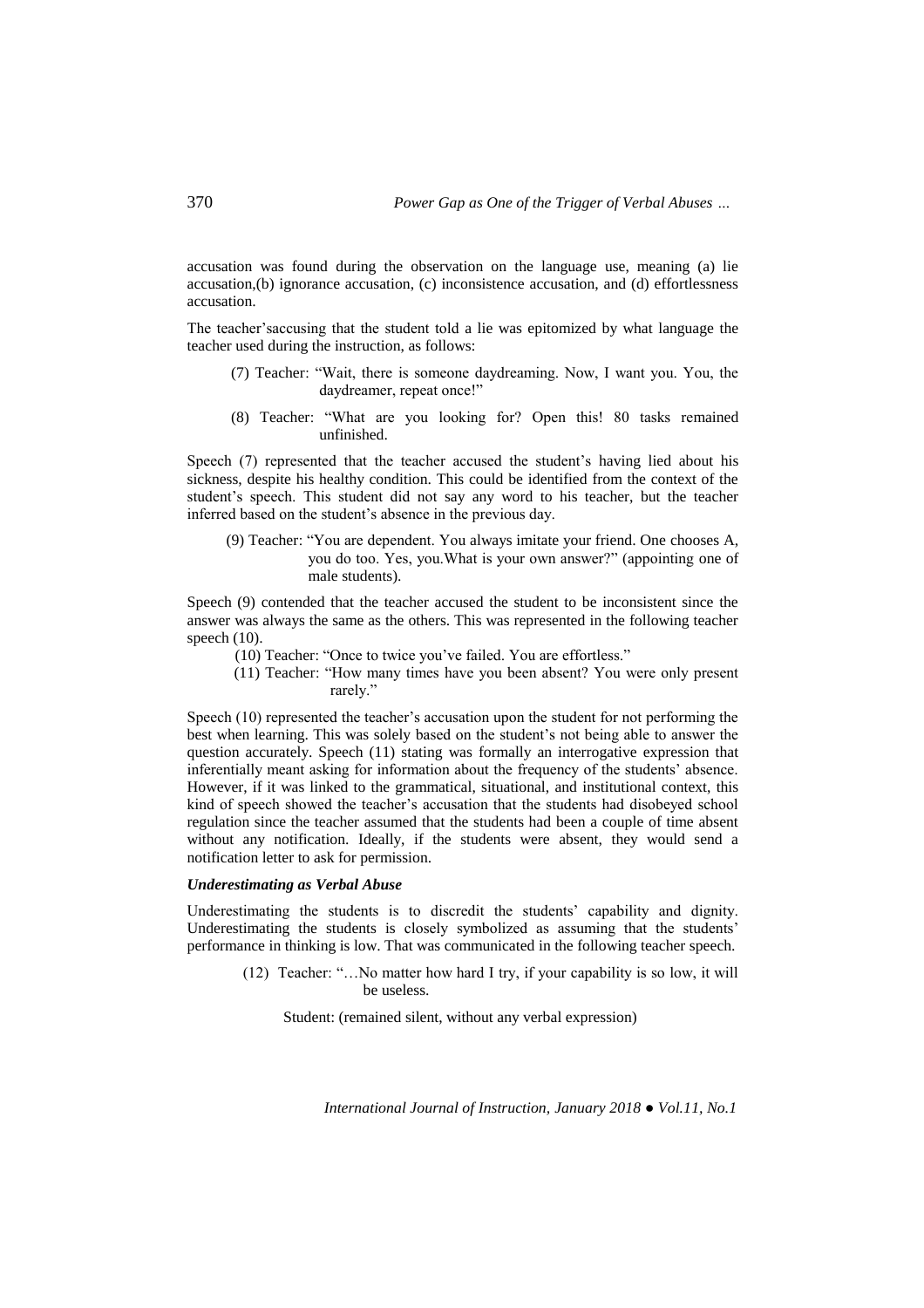accusation was found during the observation on the language use, meaning (a) lie accusation,(b) ignorance accusation, (c) inconsistence accusation, and (d) effortlessness accusation.

The teacher'saccusing that the student told a lie was epitomized by what language the teacher used during the instruction, as follows:

(7) Teacher: "Wait, there is someone daydreaming. Now, I want you. You, the daydreamer, repeat once!"

(8) Teacher: "What are you looking for? Open this! 80 tasks remained unfinished.

Speech (7) represented that the teacher accused the student's having lied about his sickness, despite his healthy condition. This could be identified from the context of the student's speech. This student did not say any word to his teacher, but the teacher inferred based on the student's absence in the previous day.

(9) Teacher: "You are dependent. You always imitate your friend. One chooses A, you do too. Yes, you.What is your own answer?" (appointing one of male students).

Speech (9) contended that the teacher accused the student to be inconsistent since the answer was always the same as the others. This was represented in the following teacher speech (10).

(10) Teacher: "Once to twice you've failed. You are effortless."

(11) Teacher: "How many times have you been absent? You were only present rarely."

Speech (10) represented the teacher's accusation upon the student for not performing the best when learning. This was solely based on the student's not being able to answer the question accurately. Speech (11) stating was formally an interrogative expression that inferentially meant asking for information about the frequency of the students' absence. However, if it was linked to the grammatical, situational, and institutional context, this kind of speech showed the teacher's accusation that the students had disobeyed school regulation since the teacher assumed that the students had been a couple of time absent without any notification. Ideally, if the students were absent, they would send a notification letter to ask for permission.

***Underestimating as Verbal Abuse***

Underestimating the students is to discredit the students' capability and dignity. Underestimating the students is closely symbolized as assuming that the students' performance in thinking is low. That was communicated in the following teacher speech.

(12) Teacher: "…No matter how hard I try, if your capability is so low, it will be useless.

Student: (remained silent, without any verbal expression)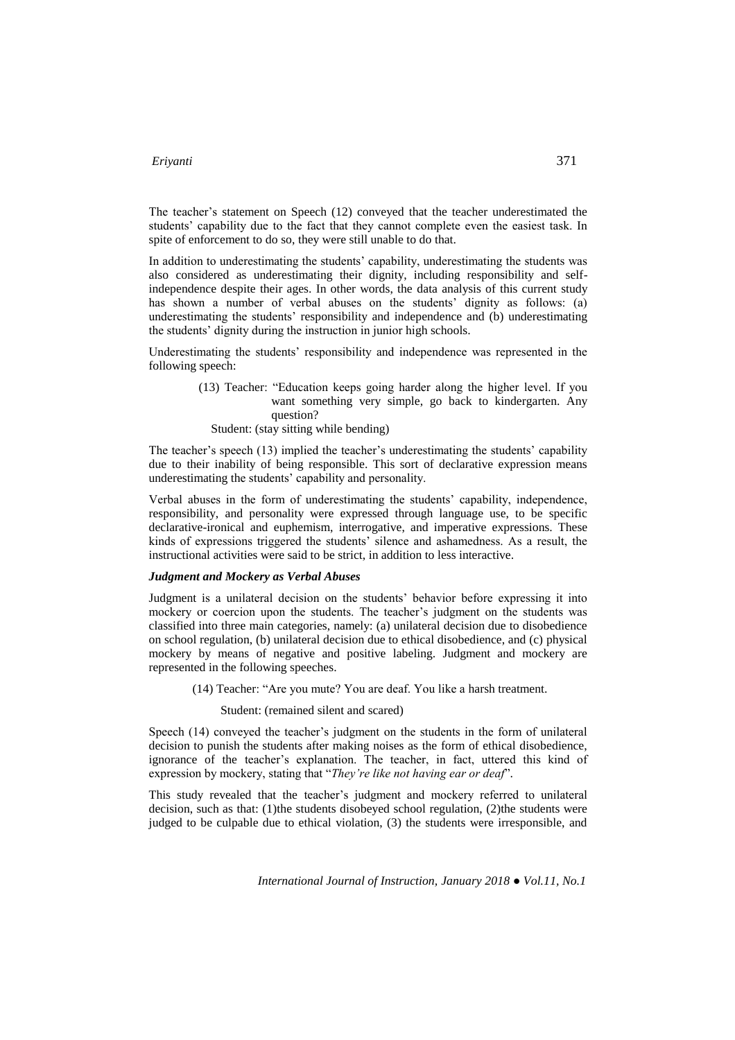The teacher's statement on Speech (12) conveyed that the teacher underestimated the students' capability due to the fact that they cannot complete even the easiest task. In spite of enforcement to do so, they were still unable to do that.

In addition to underestimating the students' capability, underestimating the students was also considered as underestimating their dignity, including responsibility and self-independence despite their ages. In other words, the data analysis of this current study has shown a number of verbal abuses on the students' dignity as follows: (a) underestimating the students' responsibility and independence and (b) underestimating the students' dignity during the instruction in junior high schools.

Underestimating the students' responsibility and independence was represented in the following speech:

> (13) Teacher: "Education keeps going harder along the higher level. If you want something very simple, go back to kindergarten. Any question?
>
> Student: (stay sitting while bending)

The teacher's speech (13) implied the teacher's underestimating the students' capability due to their inability of being responsible. This sort of declarative expression means underestimating the students' capability and personality.

Verbal abuses in the form of underestimating the students' capability, independence, responsibility, and personality were expressed through language use, to be specific declarative-ironical and euphemism, interrogative, and imperative expressions. These kinds of expressions triggered the students' silence and ashamedness. As a result, the instructional activities were said to be strict, in addition to less interactive.

### *Judgment and Mockery as Verbal Abuses*

Judgment is a unilateral decision on the students' behavior before expressing it into mockery or coercion upon the students. The teacher's judgment on the students was classified into three main categories, namely: (a) unilateral decision due to disobedience on school regulation, (b) unilateral decision due to ethical disobedience, and (c) physical mockery by means of negative and positive labeling. Judgment and mockery are represented in the following speeches.

> (14) Teacher: "Are you mute? You are deaf. You like a harsh treatment.
>
> Student: (remained silent and scared)

Speech (14) conveyed the teacher's judgment on the students in the form of unilateral decision to punish the students after making noises as the form of ethical disobedience, ignorance of the teacher's explanation. The teacher, in fact, uttered this kind of expression by mockery, stating that "*They're like not having ear or deaf*".

This study revealed that the teacher's judgment and mockery referred to unilateral decision, such as that: (1)the students disobeyed school regulation, (2)the students were judged to be culpable due to ethical violation, (3) the students were irresponsible, and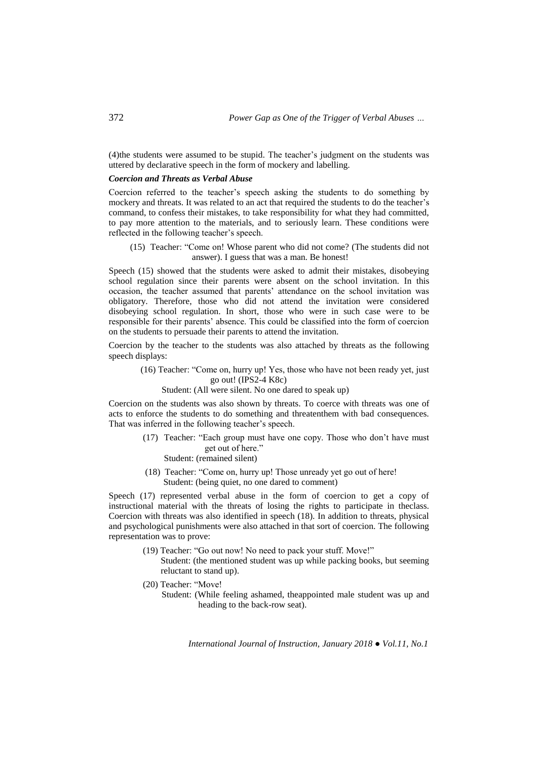(4)the students were assumed to be stupid. The teacher's judgment on the students was uttered by declarative speech in the form of mockery and labelling.

***Coercion and Threats as Verbal Abuse***

Coercion referred to the teacher's speech asking the students to do something by mockery and threats. It was related to an act that required the students to do the teacher's command, to confess their mistakes, to take responsibility for what they had committed, to pay more attention to the materials, and to seriously learn. These conditions were reflected in the following teacher's speech.

(15) Teacher: "Come on! Whose parent who did not come? (The students did not answer). I guess that was a man. Be honest!

Speech (15) showed that the students were asked to admit their mistakes, disobeying school regulation since their parents were absent on the school invitation. In this occasion, the teacher assumed that parents' attendance on the school invitation was obligatory. Therefore, those who did not attend the invitation were considered disobeying school regulation. In short, those who were in such case were to be responsible for their parents' absence. This could be classified into the form of coercion on the students to persuade their parents to attend the invitation.

Coercion by the teacher to the students was also attached by threats as the following speech displays:

(16) Teacher: "Come on, hurry up! Yes, those who have not been ready yet, just go out! (IPS2-4 K8c)
Student: (All were silent. No one dared to speak up)

Coercion on the students was also shown by threats. To coerce with threats was one of acts to enforce the students to do something and threatenthem with bad consequences. That was inferred in the following teacher's speech.

(17) Teacher: "Each group must have one copy. Those who don't have must get out of here."
Student: (remained silent)

(18) Teacher: "Come on, hurry up! Those unready yet go out of here!
Student: (being quiet, no one dared to comment)

Speech (17) represented verbal abuse in the form of coercion to get a copy of instructional material with the threats of losing the rights to participate in theclass. Coercion with threats was also identified in speech (18). In addition to threats, physical and psychological punishments were also attached in that sort of coercion. The following representation was to prove:

(19) Teacher: "Go out now! No need to pack your stuff. Move!"
Student: (the mentioned student was up while packing books, but seeming reluctant to stand up).

(20) Teacher: "Move!
Student: (While feeling ashamed, theappointed male student was up and heading to the back-row seat).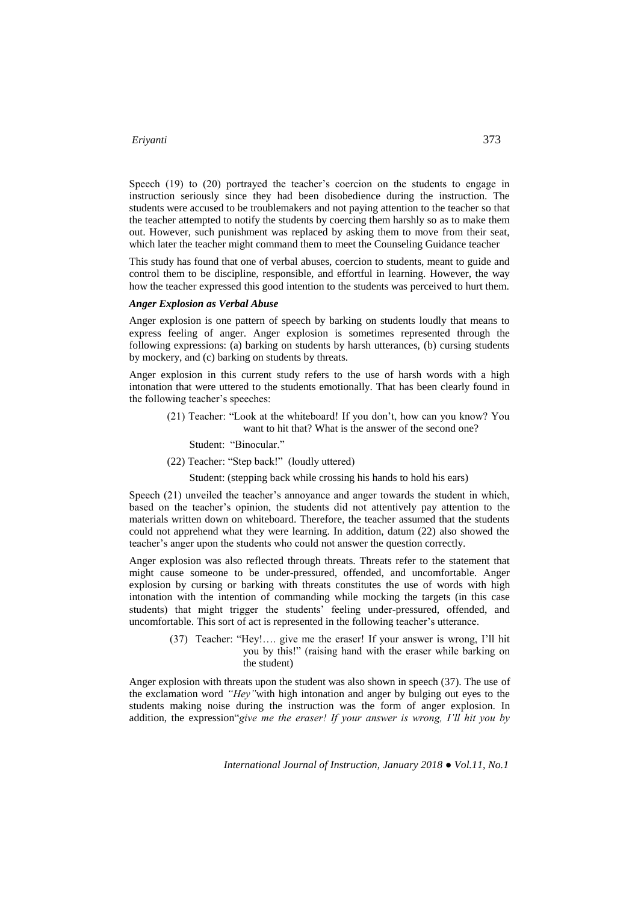Speech (19) to (20) portrayed the teacher's coercion on the students to engage in instruction seriously since they had been disobedience during the instruction. The students were accused to be troublemakers and not paying attention to the teacher so that the teacher attempted to notify the students by coercing them harshly so as to make them out. However, such punishment was replaced by asking them to move from their seat, which later the teacher might command them to meet the Counseling Guidance teacher

This study has found that one of verbal abuses, coercion to students, meant to guide and control them to be discipline, responsible, and effortful in learning. However, the way how the teacher expressed this good intention to the students was perceived to hurt them.

***Anger Explosion as Verbal Abuse***

Anger explosion is one pattern of speech by barking on students loudly that means to express feeling of anger. Anger explosion is sometimes represented through the following expressions: (a) barking on students by harsh utterances, (b) cursing students by mockery, and (c) barking on students by threats.

Anger explosion in this current study refers to the use of harsh words with a high intonation that were uttered to the students emotionally. That has been clearly found in the following teacher's speeches:

> (21) Teacher: "Look at the whiteboard! If you don't, how can you know? You want to hit that? What is the answer of the second one?
>
> Student: "Binocular."
>
> (22) Teacher: "Step back!" (loudly uttered)
>
> Student: (stepping back while crossing his hands to hold his ears)

Speech (21) unveiled the teacher's annoyance and anger towards the student in which, based on the teacher's opinion, the students did not attentively pay attention to the materials written down on whiteboard. Therefore, the teacher assumed that the students could not apprehend what they were learning. In addition, datum (22) also showed the teacher's anger upon the students who could not answer the question correctly.

Anger explosion was also reflected through threats. Threats refer to the statement that might cause someone to be under-pressured, offended, and uncomfortable. Anger explosion by cursing or barking with threats constitutes the use of words with high intonation with the intention of commanding while mocking the targets (in this case students) that might trigger the students' feeling under-pressured, offended, and uncomfortable. This sort of act is represented in the following teacher's utterance.

> (37) Teacher: "Hey!…. give me the eraser! If your answer is wrong, I'll hit you by this!" (raising hand with the eraser while barking on the student)

Anger explosion with threats upon the student was also shown in speech (37). The use of the exclamation word *"Hey"*with high intonation and anger by bulging out eyes to the students making noise during the instruction was the form of anger explosion. In addition, the expression"*give me the eraser! If your answer is wrong, I'll hit you by*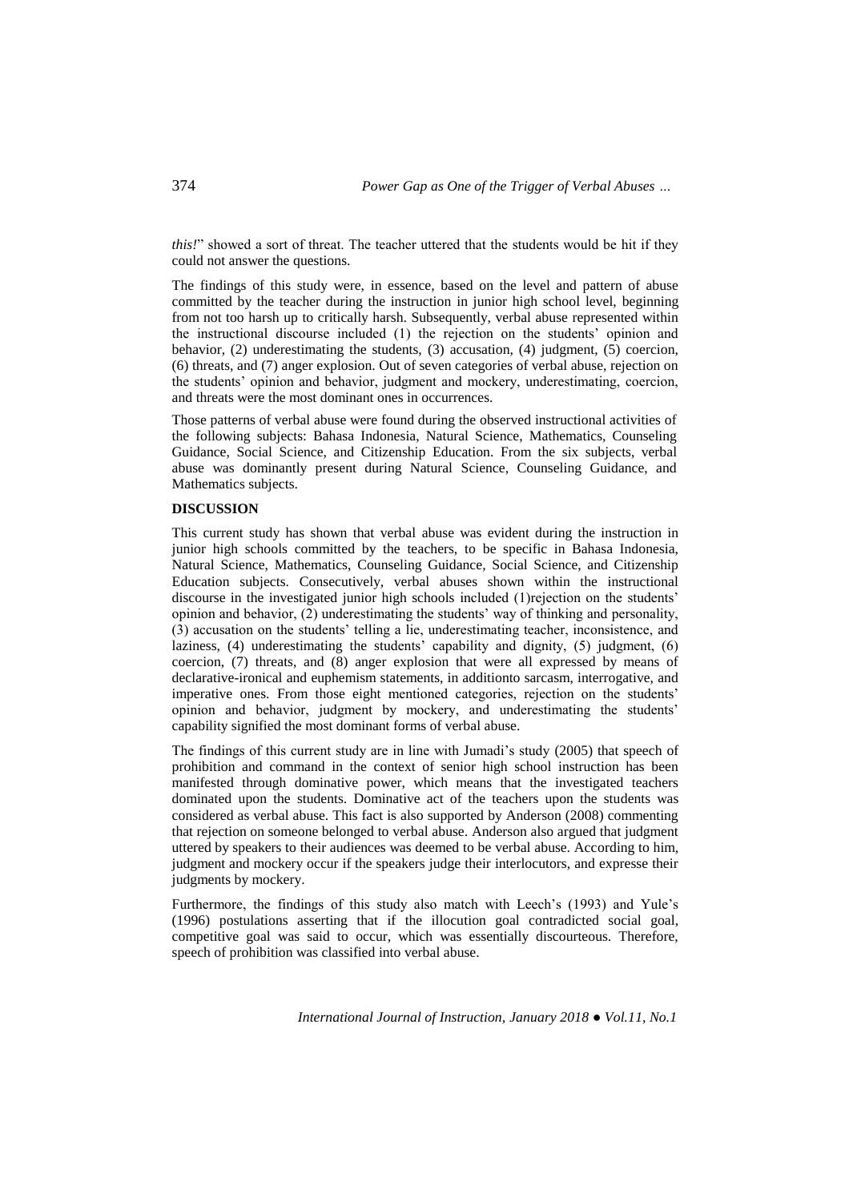*this!*" showed a sort of threat. The teacher uttered that the students would be hit if they could not answer the questions.

The findings of this study were, in essence, based on the level and pattern of abuse committed by the teacher during the instruction in junior high school level, beginning from not too harsh up to critically harsh. Subsequently, verbal abuse represented within the instructional discourse included (1) the rejection on the students' opinion and behavior, (2) underestimating the students, (3) accusation, (4) judgment, (5) coercion, (6) threats, and (7) anger explosion. Out of seven categories of verbal abuse, rejection on the students' opinion and behavior, judgment and mockery, underestimating, coercion, and threats were the most dominant ones in occurrences.

Those patterns of verbal abuse were found during the observed instructional activities of the following subjects: Bahasa Indonesia, Natural Science, Mathematics, Counseling Guidance, Social Science, and Citizenship Education. From the six subjects, verbal abuse was dominantly present during Natural Science, Counseling Guidance, and Mathematics subjects.

## DISCUSSION

This current study has shown that verbal abuse was evident during the instruction in junior high schools committed by the teachers, to be specific in Bahasa Indonesia, Natural Science, Mathematics, Counseling Guidance, Social Science, and Citizenship Education subjects. Consecutively, verbal abuses shown within the instructional discourse in the investigated junior high schools included (1)rejection on the students' opinion and behavior, (2) underestimating the students' way of thinking and personality, (3) accusation on the students' telling a lie, underestimating teacher, inconsistence, and laziness, (4) underestimating the students' capability and dignity, (5) judgment, (6) coercion, (7) threats, and (8) anger explosion that were all expressed by means of declarative-ironical and euphemism statements, in additionto sarcasm, interrogative, and imperative ones. From those eight mentioned categories, rejection on the students' opinion and behavior, judgment by mockery, and underestimating the students' capability signified the most dominant forms of verbal abuse.

The findings of this current study are in line with Jumadi's study (2005) that speech of prohibition and command in the context of senior high school instruction has been manifested through dominative power, which means that the investigated teachers dominated upon the students. Dominative act of the teachers upon the students was considered as verbal abuse. This fact is also supported by Anderson (2008) commenting that rejection on someone belonged to verbal abuse. Anderson also argued that judgment uttered by speakers to their audiences was deemed to be verbal abuse. According to him, judgment and mockery occur if the speakers judge their interlocutors, and express their judgments by mockery.

Furthermore, the findings of this study also match with Leech's (1993) and Yule's (1996) postulations asserting that if the illocution goal contradicted social goal, competitive goal was said to occur, which was essentially discourteous. Therefore, speech of prohibition was classified into verbal abuse.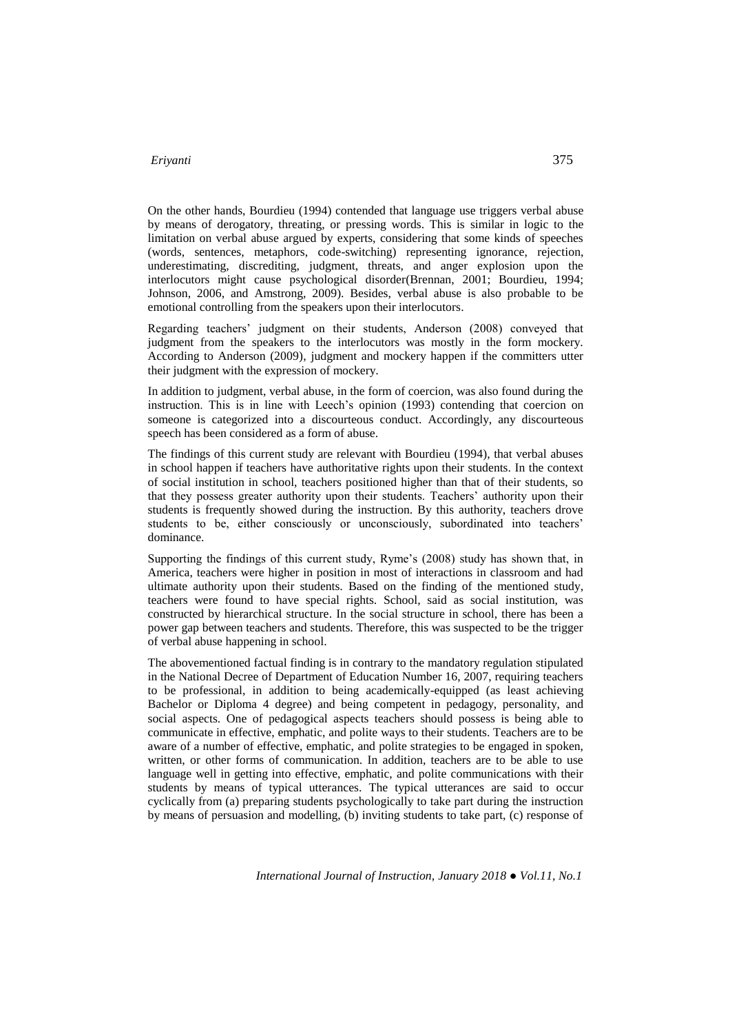On the other hands, Bourdieu (1994) contended that language use triggers verbal abuse by means of derogatory, threating, or pressing words. This is similar in logic to the limitation on verbal abuse argued by experts, considering that some kinds of speeches (words, sentences, metaphors, code-switching) representing ignorance, rejection, underestimating, discrediting, judgment, threats, and anger explosion upon the interlocutors might cause psychological disorder(Brennan, 2001; Bourdieu, 1994; Johnson, 2006, and Amstrong, 2009). Besides, verbal abuse is also probable to be emotional controlling from the speakers upon their interlocutors.

Regarding teachers' judgment on their students, Anderson (2008) conveyed that judgment from the speakers to the interlocutors was mostly in the form mockery. According to Anderson (2009), judgment and mockery happen if the committers utter their judgment with the expression of mockery.

In addition to judgment, verbal abuse, in the form of coercion, was also found during the instruction. This is in line with Leech's opinion (1993) contending that coercion on someone is categorized into a discourteous conduct. Accordingly, any discourteous speech has been considered as a form of abuse.

The findings of this current study are relevant with Bourdieu (1994), that verbal abuses in school happen if teachers have authoritative rights upon their students. In the context of social institution in school, teachers positioned higher than that of their students, so that they possess greater authority upon their students. Teachers' authority upon their students is frequently showed during the instruction. By this authority, teachers drove students to be, either consciously or unconsciously, subordinated into teachers' dominance.

Supporting the findings of this current study, Ryme's (2008) study has shown that, in America, teachers were higher in position in most of interactions in classroom and had ultimate authority upon their students. Based on the finding of the mentioned study, teachers were found to have special rights. School, said as social institution, was constructed by hierarchical structure. In the social structure in school, there has been a power gap between teachers and students. Therefore, this was suspected to be the trigger of verbal abuse happening in school.

The abovementioned factual finding is in contrary to the mandatory regulation stipulated in the National Decree of Department of Education Number 16, 2007, requiring teachers to be professional, in addition to being academically-equipped (as least achieving Bachelor or Diploma 4 degree) and being competent in pedagogy, personality, and social aspects. One of pedagogical aspects teachers should possess is being able to communicate in effective, emphatic, and polite ways to their students. Teachers are to be aware of a number of effective, emphatic, and polite strategies to be engaged in spoken, written, or other forms of communication. In addition, teachers are to be able to use language well in getting into effective, emphatic, and polite communications with their students by means of typical utterances. The typical utterances are said to occur cyclically from (a) preparing students psychologically to take part during the instruction by means of persuasion and modelling, (b) inviting students to take part, (c) response of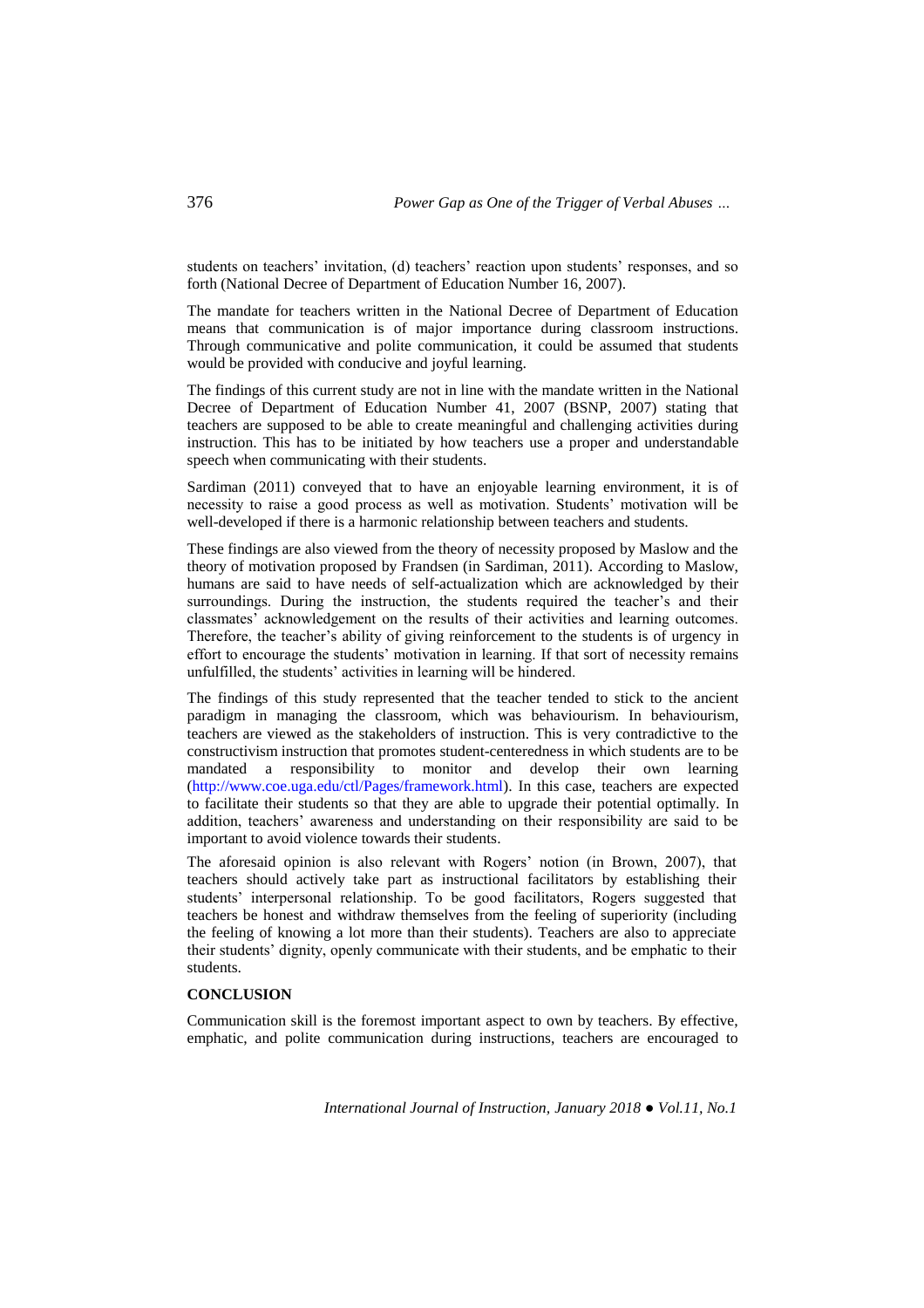students on teachers' invitation, (d) teachers' reaction upon students' responses, and so forth (National Decree of Department of Education Number 16, 2007).

The mandate for teachers written in the National Decree of Department of Education means that communication is of major importance during classroom instructions. Through communicative and polite communication, it could be assumed that students would be provided with conducive and joyful learning.

The findings of this current study are not in line with the mandate written in the National Decree of Department of Education Number 41, 2007 (BSNP, 2007) stating that teachers are supposed to be able to create meaningful and challenging activities during instruction. This has to be initiated by how teachers use a proper and understandable speech when communicating with their students.

Sardiman (2011) conveyed that to have an enjoyable learning environment, it is of necessity to raise a good process as well as motivation. Students' motivation will be well-developed if there is a harmonic relationship between teachers and students.

These findings are also viewed from the theory of necessity proposed by Maslow and the theory of motivation proposed by Frandsen (in Sardiman, 2011). According to Maslow, humans are said to have needs of self-actualization which are acknowledged by their surroundings. During the instruction, the students required the teacher's and their classmates' acknowledgement on the results of their activities and learning outcomes. Therefore, the teacher's ability of giving reinforcement to the students is of urgency in effort to encourage the students' motivation in learning. If that sort of necessity remains unfulfilled, the students' activities in learning will be hindered.

The findings of this study represented that the teacher tended to stick to the ancient paradigm in managing the classroom, which was behaviourism. In behaviourism, teachers are viewed as the stakeholders of instruction. This is very contradictive to the constructivism instruction that promotes student-centeredness in which students are to be mandated a responsibility to monitor and develop their own learning (http://www.coe.uga.edu/ctl/Pages/framework.html). In this case, teachers are expected to facilitate their students so that they are able to upgrade their potential optimally. In addition, teachers' awareness and understanding on their responsibility are said to be important to avoid violence towards their students.

The aforesaid opinion is also relevant with Rogers' notion (in Brown, 2007), that teachers should actively take part as instructional facilitators by establishing their students' interpersonal relationship. To be good facilitators, Rogers suggested that teachers be honest and withdraw themselves from the feeling of superiority (including the feeling of knowing a lot more than their students). Teachers are also to appreciate their students' dignity, openly communicate with their students, and be emphatic to their students.

## CONCLUSION

Communication skill is the foremost important aspect to own by teachers. By effective, emphatic, and polite communication during instructions, teachers are encouraged to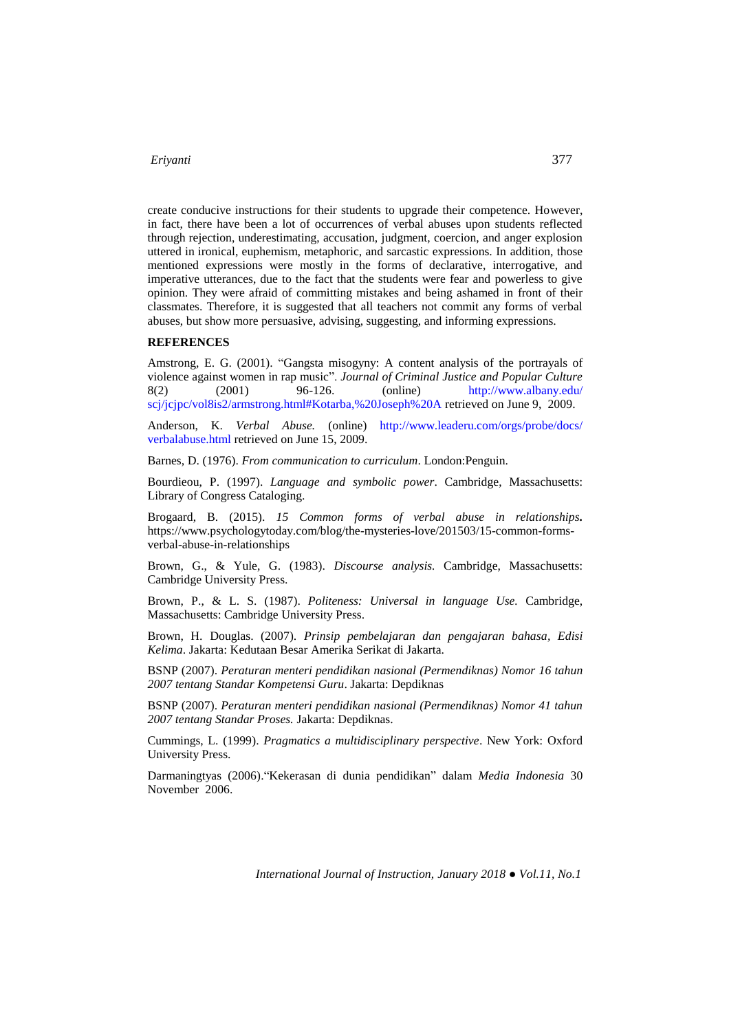create conducive instructions for their students to upgrade their competence. However, in fact, there have been a lot of occurrences of verbal abuses upon students reflected through rejection, underestimating, accusation, judgment, coercion, and anger explosion uttered in ironical, euphemism, metaphoric, and sarcastic expressions. In addition, those mentioned expressions were mostly in the forms of declarative, interrogative, and imperative utterances, due to the fact that the students were fear and powerless to give opinion. They were afraid of committing mistakes and being ashamed in front of their classmates. Therefore, it is suggested that all teachers not commit any forms of verbal abuses, but show more persuasive, advising, suggesting, and informing expressions.

**REFERENCES**

Amstrong, E. G. (2001). "Gangsta misogyny: A content analysis of the portrayals of violence against women in rap music". *Journal of Criminal Justice and Popular Culture* 8(2) (2001) 96-126. (online) http://www.albany.edu/scj/jcjpc/vol8is2/armstrong.html#Kotarba,%20Joseph%20A retrieved on June 9, 2009.

Anderson, K. *Verbal Abuse.* (online) http://www.leaderu.com/orgs/probe/docs/verbalabuse.html retrieved on June 15, 2009.

Barnes, D. (1976). *From communication to curriculum*. London:Penguin.

Bourdieou, P. (1997). *Language and symbolic power*. Cambridge, Massachusetts: Library of Congress Cataloging.

Brogaard, B. (2015). *15 Common forms of verbal abuse in relationships***.** https://www.psychologytoday.com/blog/the-mysteries-love/201503/15-common-forms-verbal-abuse-in-relationships

Brown, G., & Yule, G. (1983). *Discourse analysis.* Cambridge, Massachusetts: Cambridge University Press.

Brown, P., & L. S. (1987). *Politeness: Universal in language Use.* Cambridge, Massachusetts: Cambridge University Press.

Brown, H. Douglas. (2007). *Prinsip pembelajaran dan pengajaran bahasa, Edisi Kelima*. Jakarta: Kedutaan Besar Amerika Serikat di Jakarta.

BSNP (2007). *Peraturan menteri pendidikan nasional (Permendiknas) Nomor 16 tahun 2007 tentang Standar Kompetensi Guru*. Jakarta: Depdiknas

BSNP (2007). *Peraturan menteri pendidikan nasional (Permendiknas) Nomor 41 tahun 2007 tentang Standar Proses.* Jakarta: Depdiknas.

Cummings, L. (1999). *Pragmatics a multidisciplinary perspective*. New York: Oxford University Press.

Darmaningtyas (2006)."Kekerasan di dunia pendidikan" dalam *Media Indonesia* 30 November 2006.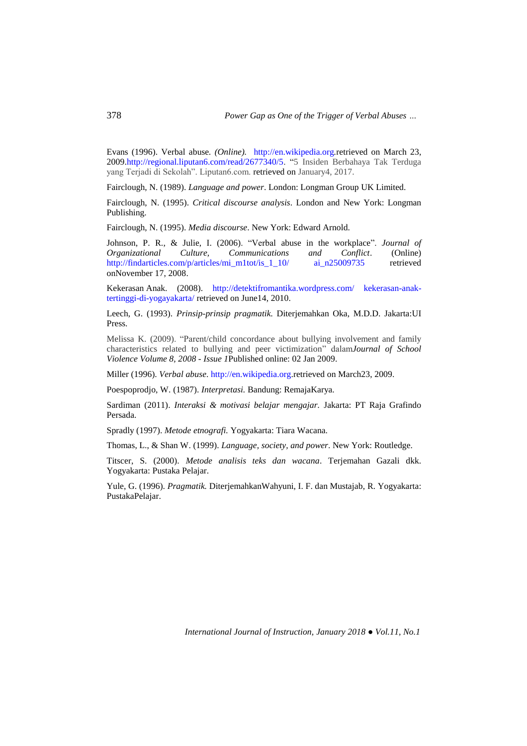Evans (1996). Verbal abuse. *(Online).* http://en.wikipedia.org.retrieved on March 23, 2009.http://regional.liputan6.com/read/2677340/5. "5 Insiden Berbahaya Tak Terduga yang Terjadi di Sekolah". Liputan6.com. retrieved on January4, 2017.

Fairclough, N. (1989). *Language and power*. London: Longman Group UK Limited.

Fairclough, N. (1995). *Critical discourse analysis*. London and New York: Longman Publishing.

Fairclough, N. (1995). *Media discourse*. New York: Edward Arnold.

Johnson, P. R., & Julie, I. (2006). "Verbal abuse in the workplace". *Journal of Organizational Culture, Communications and Conflict*. (Online) http://findarticles.com/p/articles/mi_m1tot/is_1_10/ ai_n25009735 retrieved onNovember 17, 2008.

Kekerasan Anak. (2008). http://detektifromantika.wordpress.com/ kekerasan-anak-tertinggi-di-yogayakarta/ retrieved on June14, 2010.

Leech, G. (1993). *Prinsip-prinsip pragmatik.* Diterjemahkan Oka, M.D.D. Jakarta:UI Press.

Melissa K. (2009). "Parent/child concordance about bullying involvement and family characteristics related to bullying and peer victimization" dalam*Journal of School Violence Volume 8, 2008 - Issue 1*Published online: 02 Jan 2009.

Miller (1996). *Verbal abuse*. http://en.wikipedia.org.retrieved on March23, 2009.

Poespoprodjo, W. (1987). *Interpretasi.* Bandung: RemajaKarya.

Sardiman (2011). *Interaksi & motivasi belajar mengajar.* Jakarta: PT Raja Grafindo Persada.

Spradly (1997). *Metode etnografi.* Yogyakarta: Tiara Wacana.

Thomas, L., & Shan W. (1999). *Language, society, and power*. New York: Routledge.

Titscer, S. (2000). *Metode analisis teks dan wacana*. Terjemahan Gazali dkk. Yogyakarta: Pustaka Pelajar.

Yule, G. (1996). *Pragmatik.* DiterjemahkanWahyuni, I. F. dan Mustajab, R. Yogyakarta: PustakaPelajar.